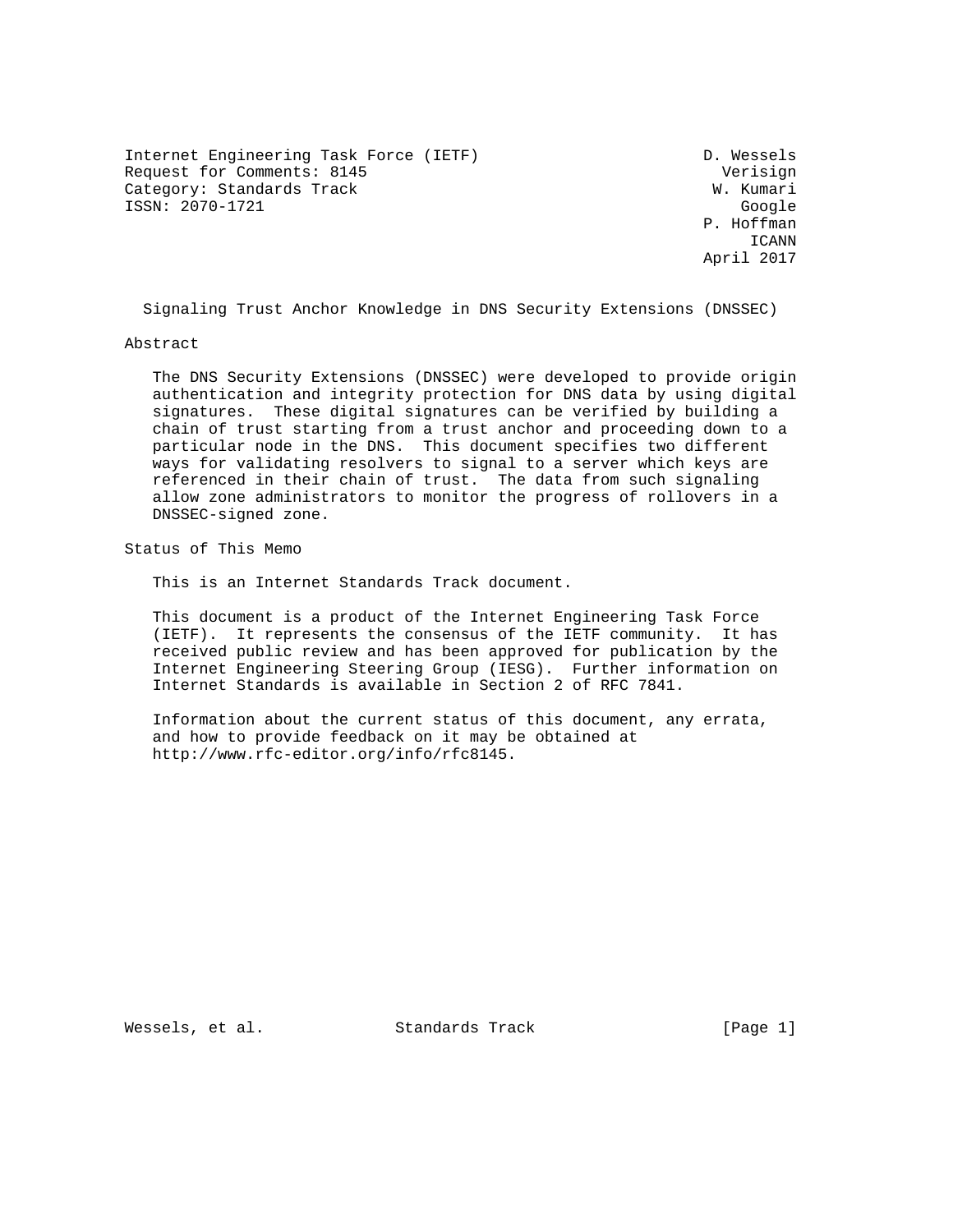Internet Engineering Task Force (IETF) D. Wessels
Request for Comments: 8145 Verisign
Category: Standards Track W. Kumari
ISSN: 2070-1721 Google
P. Hoffman
ICANN
April 2017

# Signaling Trust Anchor Knowledge in DNS Security Extensions (DNSSEC)

## Abstract

The DNS Security Extensions (DNSSEC) were developed to provide origin authentication and integrity protection for DNS data by using digital signatures. These digital signatures can be verified by building a chain of trust starting from a trust anchor and proceeding down to a particular node in the DNS. This document specifies two different ways for validating resolvers to signal to a server which keys are referenced in their chain of trust. The data from such signaling allow zone administrators to monitor the progress of rollovers in a DNSSEC-signed zone.

## Status of This Memo

This is an Internet Standards Track document.

This document is a product of the Internet Engineering Task Force (IETF). It represents the consensus of the IETF community. It has received public review and has been approved for publication by the Internet Engineering Steering Group (IESG). Further information on Internet Standards is available in Section 2 of RFC 7841.

Information about the current status of this document, any errata, and how to provide feedback on it may be obtained at http://www.rfc-editor.org/info/rfc8145.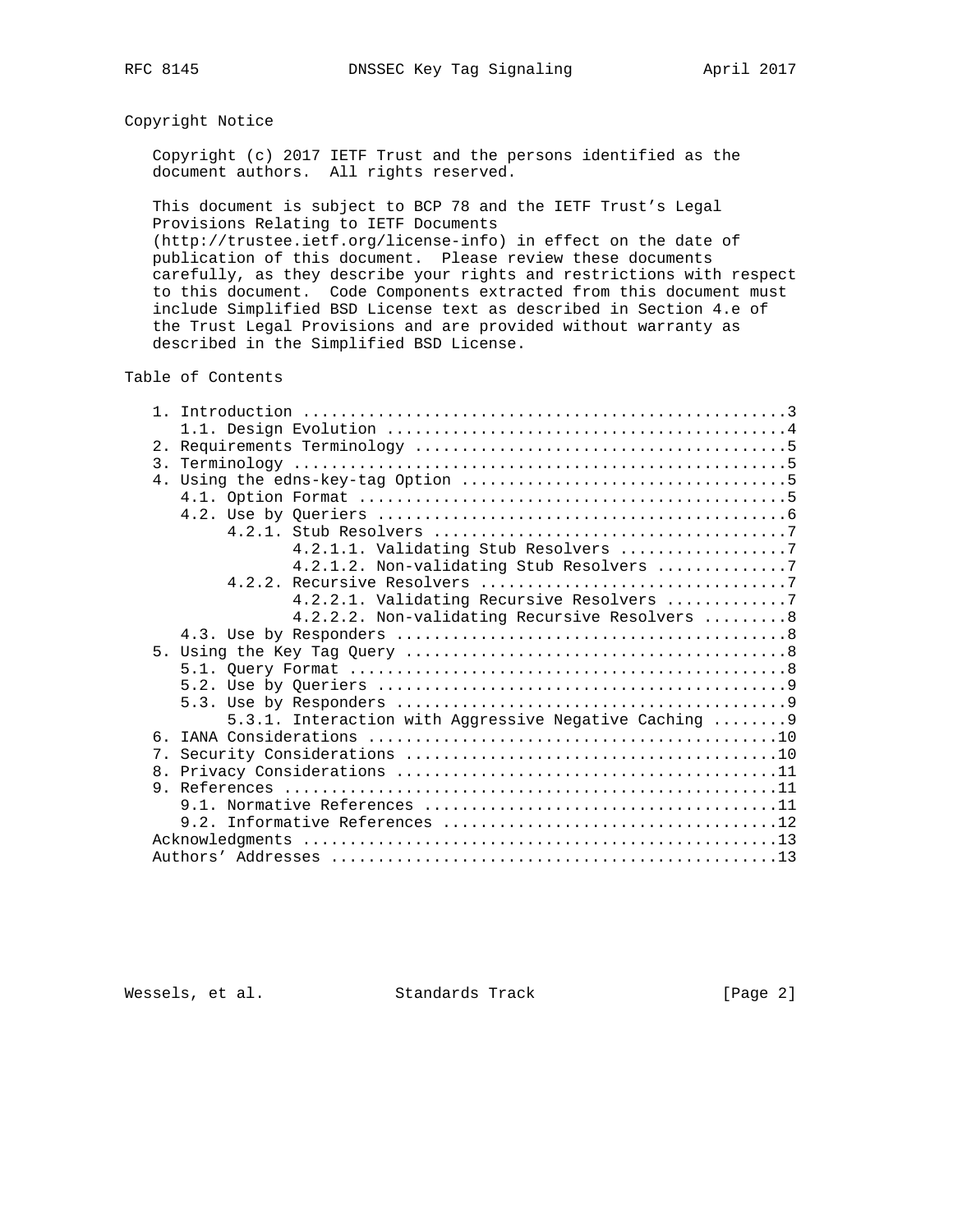## Copyright Notice

Copyright (c) 2017 IETF Trust and the persons identified as the document authors. All rights reserved.

This document is subject to BCP 78 and the IETF Trust's Legal Provisions Relating to IETF Documents (http://trustee.ietf.org/license-info) in effect on the date of publication of this document. Please review these documents carefully, as they describe your rights and restrictions with respect to this document. Code Components extracted from this document must include Simplified BSD License text as described in Section 4.e of the Trust Legal Provisions and are provided without warranty as described in the Simplified BSD License.

## Table of Contents

```
   1. Introduction ....................................................3
      1.1. Design Evolution ...........................................4
   2. Requirements Terminology ........................................5
   3. Terminology .....................................................5
   4. Using the edns-key-tag Option ...................................5
      4.1. Option Format ..............................................5
      4.2. Use by Queriers ............................................6
           4.2.1. Stub Resolvers ......................................7
                  4.2.1.1. Validating Stub Resolvers ..................7
                  4.2.1.2. Non-validating Stub Resolvers ..............7
           4.2.2. Recursive Resolvers .................................7
                  4.2.2.1. Validating Recursive Resolvers .............7
                  4.2.2.2. Non-validating Recursive Resolvers .........8
      4.3. Use by Responders ..........................................8
   5. Using the Key Tag Query .........................................8
      5.1. Query Format ...............................................8
      5.2. Use by Queriers ............................................9
      5.3. Use by Responders ..........................................9
           5.3.1. Interaction with Aggressive Negative Caching ........9
   6. IANA Considerations ............................................10
   7. Security Considerations ........................................10
   8. Privacy Considerations .........................................11
   9. References .....................................................11
      9.1. Normative References ......................................11
      9.2. Informative References ....................................12
   Acknowledgments ...................................................13
   Authors' Addresses ................................................13
```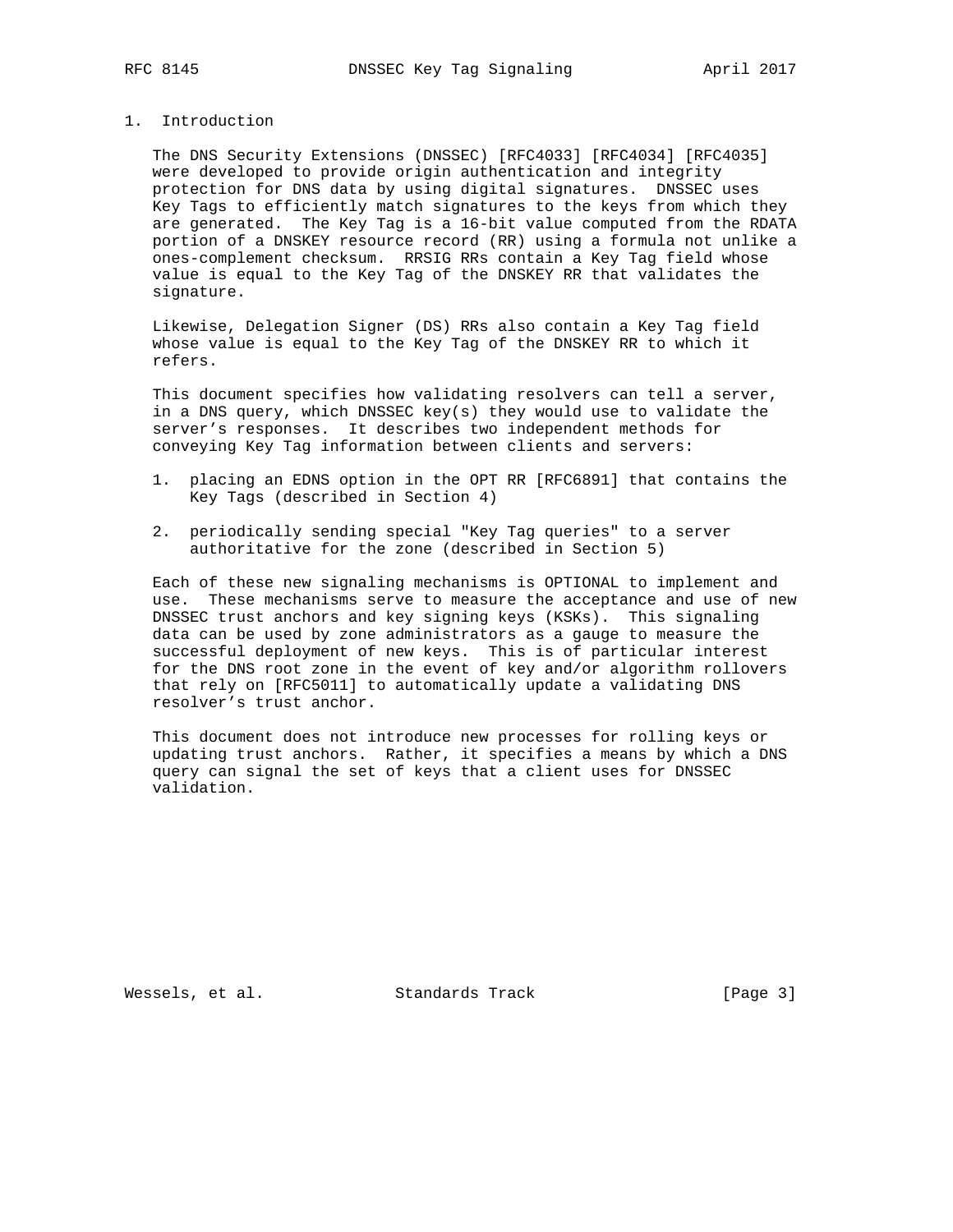## 1. Introduction

The DNS Security Extensions (DNSSEC) [RFC4033] [RFC4034] [RFC4035] were developed to provide origin authentication and integrity protection for DNS data by using digital signatures. DNSSEC uses Key Tags to efficiently match signatures to the keys from which they are generated. The Key Tag is a 16-bit value computed from the RDATA portion of a DNSKEY resource record (RR) using a formula not unlike a ones-complement checksum. RRSIG RRs contain a Key Tag field whose value is equal to the Key Tag of the DNSKEY RR that validates the signature.

Likewise, Delegation Signer (DS) RRs also contain a Key Tag field whose value is equal to the Key Tag of the DNSKEY RR to which it refers.

This document specifies how validating resolvers can tell a server, in a DNS query, which DNSSEC key(s) they would use to validate the server's responses. It describes two independent methods for conveying Key Tag information between clients and servers:

1. placing an EDNS option in the OPT RR [RFC6891] that contains the Key Tags (described in Section 4)
2. periodically sending special "Key Tag queries" to a server authoritative for the zone (described in Section 5)

Each of these new signaling mechanisms is OPTIONAL to implement and use. These mechanisms serve to measure the acceptance and use of new DNSSEC trust anchors and key signing keys (KSKs). This signaling data can be used by zone administrators as a gauge to measure the successful deployment of new keys. This is of particular interest for the DNS root zone in the event of key and/or algorithm rollovers that rely on [RFC5011] to automatically update a validating DNS resolver's trust anchor.

This document does not introduce new processes for rolling keys or updating trust anchors. Rather, it specifies a means by which a DNS query can signal the set of keys that a client uses for DNSSEC validation.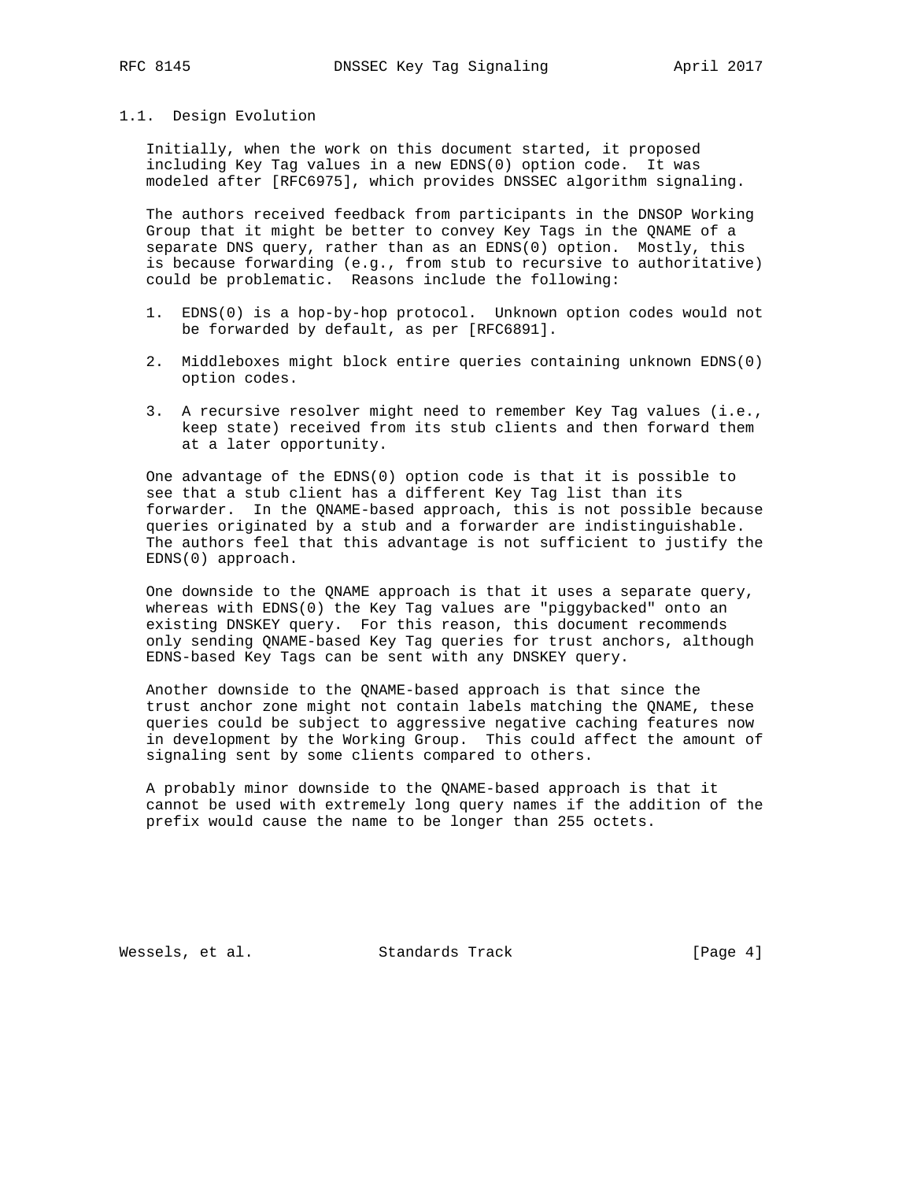### 1.1. Design Evolution

Initially, when the work on this document started, it proposed including Key Tag values in a new EDNS(0) option code. It was modeled after [RFC6975], which provides DNSSEC algorithm signaling.

The authors received feedback from participants in the DNSOP Working Group that it might be better to convey Key Tags in the QNAME of a separate DNS query, rather than as an EDNS(0) option. Mostly, this is because forwarding (e.g., from stub to recursive to authoritative) could be problematic. Reasons include the following:

1. EDNS(0) is a hop-by-hop protocol. Unknown option codes would not be forwarded by default, as per [RFC6891].

2. Middleboxes might block entire queries containing unknown EDNS(0) option codes.

3. A recursive resolver might need to remember Key Tag values (i.e., keep state) received from its stub clients and then forward them at a later opportunity.

One advantage of the EDNS(0) option code is that it is possible to see that a stub client has a different Key Tag list than its forwarder. In the QNAME-based approach, this is not possible because queries originated by a stub and a forwarder are indistinguishable. The authors feel that this advantage is not sufficient to justify the EDNS(0) approach.

One downside to the QNAME approach is that it uses a separate query, whereas with EDNS(0) the Key Tag values are "piggybacked" onto an existing DNSKEY query. For this reason, this document recommends only sending QNAME-based Key Tag queries for trust anchors, although EDNS-based Key Tags can be sent with any DNSKEY query.

Another downside to the QNAME-based approach is that since the trust anchor zone might not contain labels matching the QNAME, these queries could be subject to aggressive negative caching features now in development by the Working Group. This could affect the amount of signaling sent by some clients compared to others.

A probably minor downside to the QNAME-based approach is that it cannot be used with extremely long query names if the addition of the prefix would cause the name to be longer than 255 octets.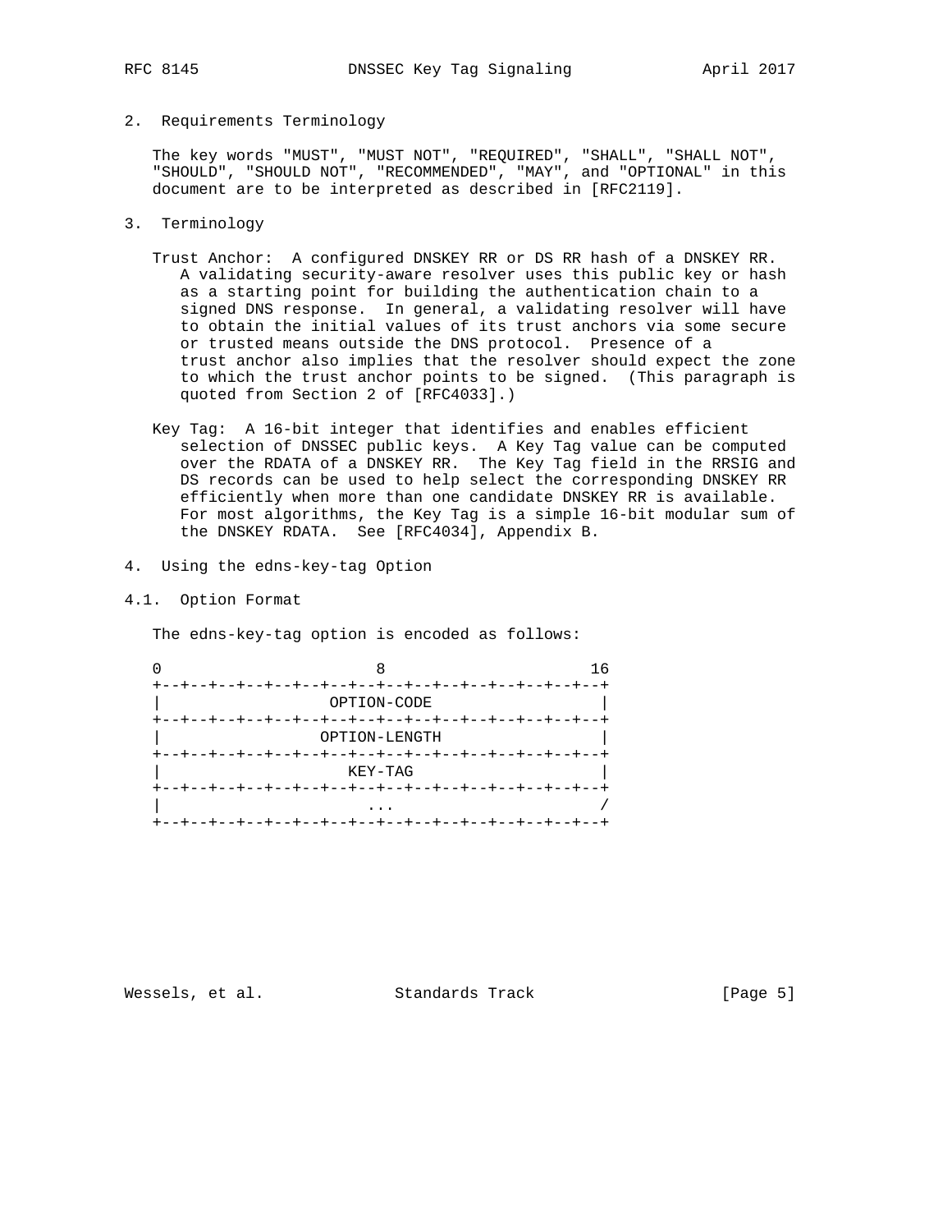## 2. Requirements Terminology

The key words "MUST", "MUST NOT", "REQUIRED", "SHALL", "SHALL NOT", "SHOULD", "SHOULD NOT", "RECOMMENDED", "MAY", and "OPTIONAL" in this document are to be interpreted as described in [RFC2119].

## 3. Terminology

Trust Anchor: A configured DNSKEY RR or DS RR hash of a DNSKEY RR. A validating security-aware resolver uses this public key or hash as a starting point for building the authentication chain to a signed DNS response. In general, a validating resolver will have to obtain the initial values of its trust anchors via some secure or trusted means outside the DNS protocol. Presence of a trust anchor also implies that the resolver should expect the zone to which the trust anchor points to be signed. (This paragraph is quoted from Section 2 of [RFC4033].)

Key Tag: A 16-bit integer that identifies and enables efficient selection of DNSSEC public keys. A Key Tag value can be computed over the RDATA of a DNSKEY RR. The Key Tag field in the RRSIG and DS records can be used to help select the corresponding DNSKEY RR efficiently when more than one candidate DNSKEY RR is available. For most algorithms, the Key Tag is a simple 16-bit modular sum of the DNSKEY RDATA. See [RFC4034], Appendix B.

## 4. Using the edns-key-tag Option

### 4.1. Option Format

The edns-key-tag option is encoded as follows:

```
0                       8                      16
+--+--+--+--+--+--+--+--+--+--+--+--+--+--+--+--+
|                  OPTION-CODE                  |
+--+--+--+--+--+--+--+--+--+--+--+--+--+--+--+--+
|                 OPTION-LENGTH                 |
+--+--+--+--+--+--+--+--+--+--+--+--+--+--+--+--+
|                    KEY-TAG                    |
+--+--+--+--+--+--+--+--+--+--+--+--+--+--+--+--+
|                      ...                      /
+--+--+--+--+--+--+--+--+--+--+--+--+--+--+--+--+
```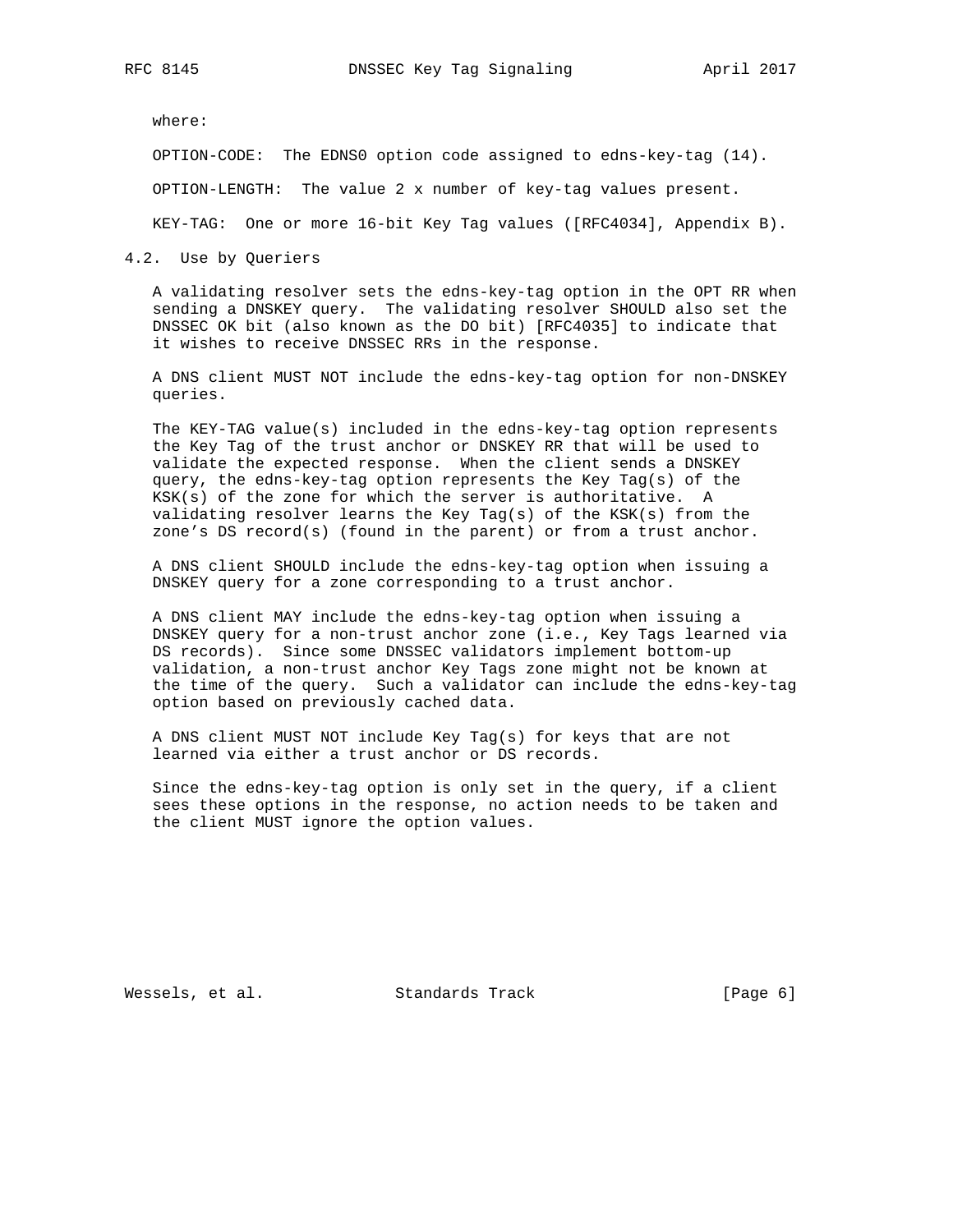where:

OPTION-CODE:  The EDNS0 option code assigned to edns-key-tag (14).

OPTION-LENGTH:  The value 2 x number of key-tag values present.

KEY-TAG:  One or more 16-bit Key Tag values ([RFC4034], Appendix B).

### 4.2. Use by Queriers

A validating resolver sets the edns-key-tag option in the OPT RR when sending a DNSKEY query. The validating resolver SHOULD also set the DNSSEC OK bit (also known as the DO bit) [RFC4035] to indicate that it wishes to receive DNSSEC RRs in the response.

A DNS client MUST NOT include the edns-key-tag option for non-DNSKEY queries.

The KEY-TAG value(s) included in the edns-key-tag option represents the Key Tag of the trust anchor or DNSKEY RR that will be used to validate the expected response. When the client sends a DNSKEY query, the edns-key-tag option represents the Key Tag(s) of the KSK(s) of the zone for which the server is authoritative. A validating resolver learns the Key Tag(s) of the KSK(s) from the zone's DS record(s) (found in the parent) or from a trust anchor.

A DNS client SHOULD include the edns-key-tag option when issuing a DNSKEY query for a zone corresponding to a trust anchor.

A DNS client MAY include the edns-key-tag option when issuing a DNSKEY query for a non-trust anchor zone (i.e., Key Tags learned via DS records). Since some DNSSEC validators implement bottom-up validation, a non-trust anchor Key Tags zone might not be known at the time of the query. Such a validator can include the edns-key-tag option based on previously cached data.

A DNS client MUST NOT include Key Tag(s) for keys that are not learned via either a trust anchor or DS records.

Since the edns-key-tag option is only set in the query, if a client sees these options in the response, no action needs to be taken and the client MUST ignore the option values.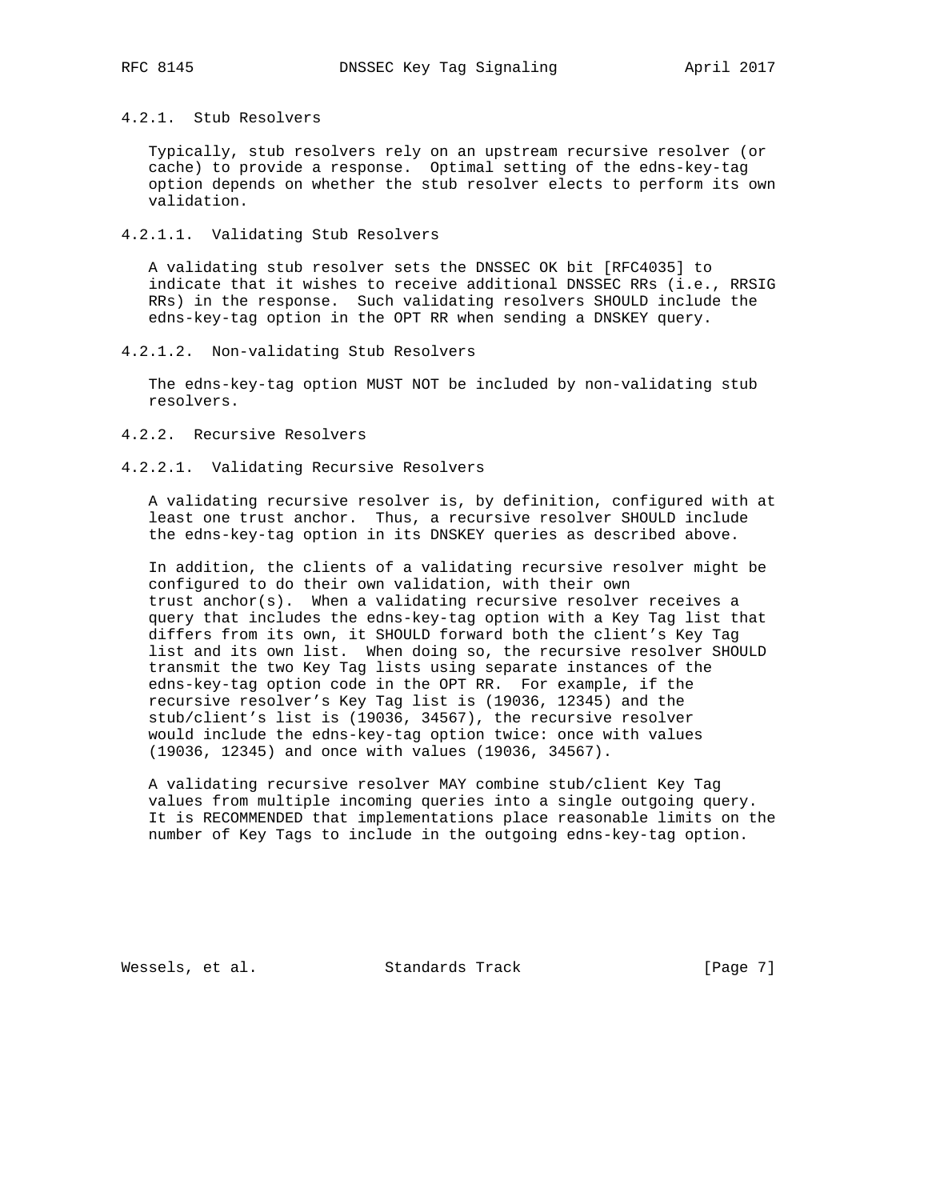#### 4.2.1. Stub Resolvers

Typically, stub resolvers rely on an upstream recursive resolver (or cache) to provide a response. Optimal setting of the edns-key-tag option depends on whether the stub resolver elects to perform its own validation.

##### 4.2.1.1. Validating Stub Resolvers

A validating stub resolver sets the DNSSEC OK bit [RFC4035] to indicate that it wishes to receive additional DNSSEC RRs (i.e., RRSIG RRs) in the response. Such validating resolvers SHOULD include the edns-key-tag option in the OPT RR when sending a DNSKEY query.

##### 4.2.1.2. Non-validating Stub Resolvers

The edns-key-tag option MUST NOT be included by non-validating stub resolvers.

#### 4.2.2. Recursive Resolvers

##### 4.2.2.1. Validating Recursive Resolvers

A validating recursive resolver is, by definition, configured with at least one trust anchor. Thus, a recursive resolver SHOULD include the edns-key-tag option in its DNSKEY queries as described above.

In addition, the clients of a validating recursive resolver might be configured to do their own validation, with their own trust anchor(s). When a validating recursive resolver receives a query that includes the edns-key-tag option with a Key Tag list that differs from its own, it SHOULD forward both the client's Key Tag list and its own list. When doing so, the recursive resolver SHOULD transmit the two Key Tag lists using separate instances of the edns-key-tag option code in the OPT RR. For example, if the recursive resolver's Key Tag list is (19036, 12345) and the stub/client's list is (19036, 34567), the recursive resolver would include the edns-key-tag option twice: once with values (19036, 12345) and once with values (19036, 34567).

A validating recursive resolver MAY combine stub/client Key Tag values from multiple incoming queries into a single outgoing query. It is RECOMMENDED that implementations place reasonable limits on the number of Key Tags to include in the outgoing edns-key-tag option.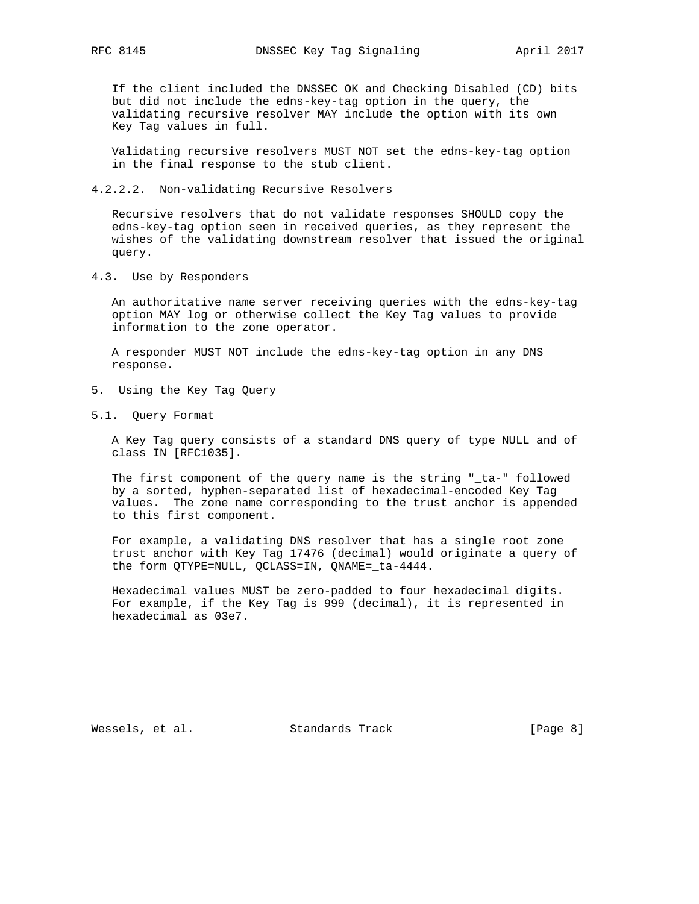If the client included the DNSSEC OK and Checking Disabled (CD) bits but did not include the edns-key-tag option in the query, the validating recursive resolver MAY include the option with its own Key Tag values in full.

Validating recursive resolvers MUST NOT set the edns-key-tag option in the final response to the stub client.

#### 4.2.2.2. Non-validating Recursive Resolvers

Recursive resolvers that do not validate responses SHOULD copy the edns-key-tag option seen in received queries, as they represent the wishes of the validating downstream resolver that issued the original query.

### 4.3. Use by Responders

An authoritative name server receiving queries with the edns-key-tag option MAY log or otherwise collect the Key Tag values to provide information to the zone operator.

A responder MUST NOT include the edns-key-tag option in any DNS response.

## 5. Using the Key Tag Query

### 5.1. Query Format

A Key Tag query consists of a standard DNS query of type NULL and of class IN [RFC1035].

The first component of the query name is the string "_ta-" followed by a sorted, hyphen-separated list of hexadecimal-encoded Key Tag values. The zone name corresponding to the trust anchor is appended to this first component.

For example, a validating DNS resolver that has a single root zone trust anchor with Key Tag 17476 (decimal) would originate a query of the form QTYPE=NULL, QCLASS=IN, QNAME=_ta-4444.

Hexadecimal values MUST be zero-padded to four hexadecimal digits. For example, if the Key Tag is 999 (decimal), it is represented in hexadecimal as 03e7.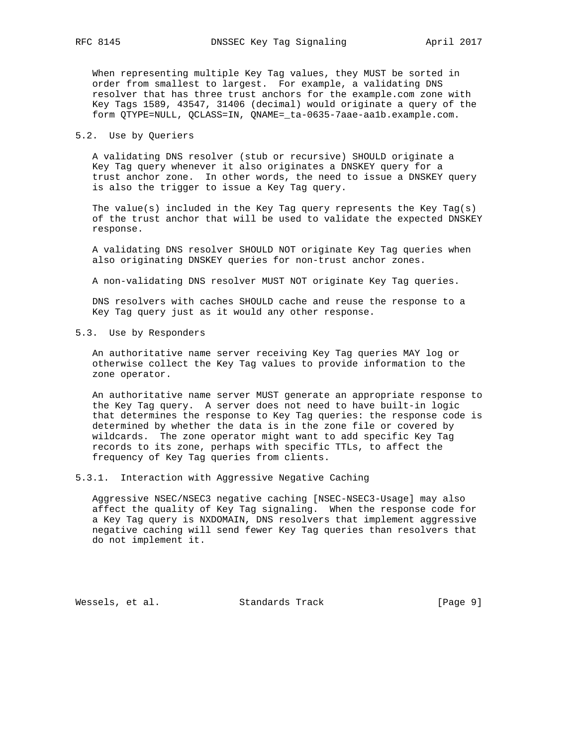When representing multiple Key Tag values, they MUST be sorted in order from smallest to largest. For example, a validating DNS resolver that has three trust anchors for the example.com zone with Key Tags 1589, 43547, 31406 (decimal) would originate a query of the form QTYPE=NULL, QCLASS=IN, QNAME=_ta-0635-7aae-aa1b.example.com.

### 5.2. Use by Queriers

A validating DNS resolver (stub or recursive) SHOULD originate a Key Tag query whenever it also originates a DNSKEY query for a trust anchor zone. In other words, the need to issue a DNSKEY query is also the trigger to issue a Key Tag query.

The value(s) included in the Key Tag query represents the Key Tag(s) of the trust anchor that will be used to validate the expected DNSKEY response.

A validating DNS resolver SHOULD NOT originate Key Tag queries when also originating DNSKEY queries for non-trust anchor zones.

A non-validating DNS resolver MUST NOT originate Key Tag queries.

DNS resolvers with caches SHOULD cache and reuse the response to a Key Tag query just as it would any other response.

### 5.3. Use by Responders

An authoritative name server receiving Key Tag queries MAY log or otherwise collect the Key Tag values to provide information to the zone operator.

An authoritative name server MUST generate an appropriate response to the Key Tag query. A server does not need to have built-in logic that determines the response to Key Tag queries: the response code is determined by whether the data is in the zone file or covered by wildcards. The zone operator might want to add specific Key Tag records to its zone, perhaps with specific TTLs, to affect the frequency of Key Tag queries from clients.

#### 5.3.1. Interaction with Aggressive Negative Caching

Aggressive NSEC/NSEC3 negative caching [NSEC-NSEC3-Usage] may also affect the quality of Key Tag signaling. When the response code for a Key Tag query is NXDOMAIN, DNS resolvers that implement aggressive negative caching will send fewer Key Tag queries than resolvers that do not implement it.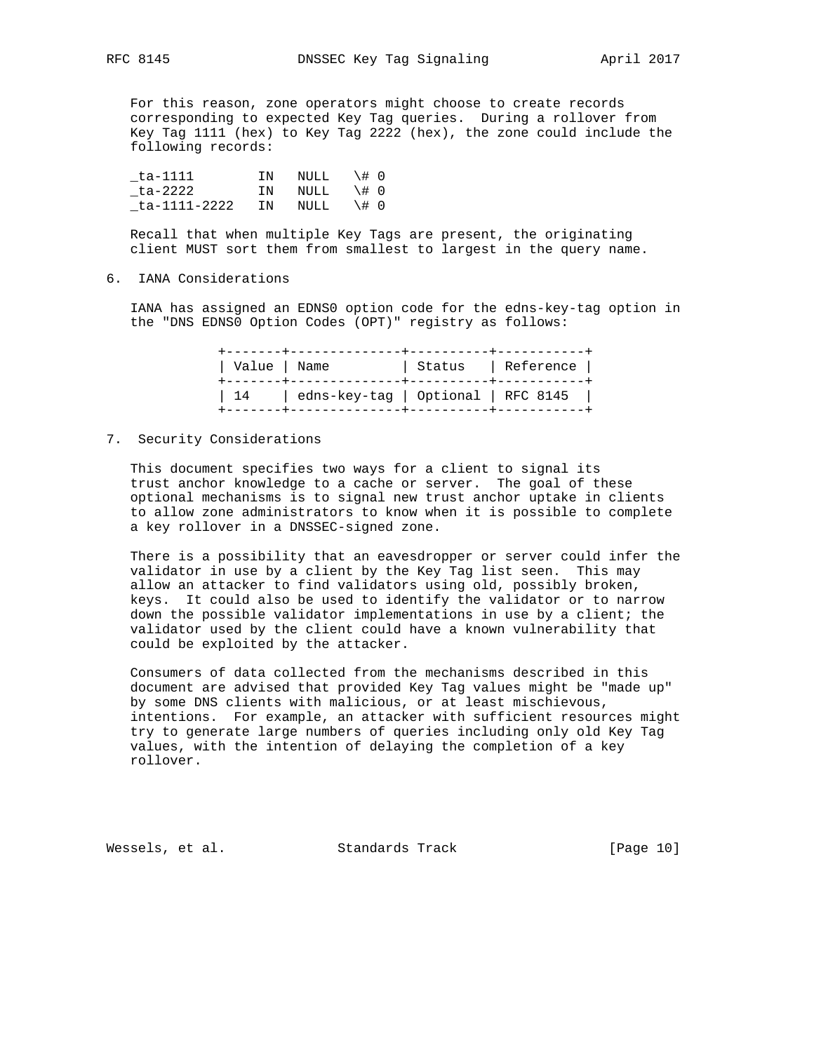For this reason, zone operators might choose to create records corresponding to expected Key Tag queries. During a rollover from Key Tag 1111 (hex) to Key Tag 2222 (hex), the zone could include the following records:

```
_ta-1111        IN   NULL   \# 0
_ta-2222        IN   NULL   \# 0
_ta-1111-2222   IN   NULL   \# 0
```

Recall that when multiple Key Tags are present, the originating client MUST sort them from smallest to largest in the query name.

## 6. IANA Considerations

IANA has assigned an EDNS0 option code for the edns-key-tag option in the "DNS EDNS0 Option Codes (OPT)" registry as follows:

| Value | Name | Status | Reference |
|---|---|---|---|
| 14 | edns-key-tag | Optional | RFC 8145 |

## 7. Security Considerations

This document specifies two ways for a client to signal its trust anchor knowledge to a cache or server. The goal of these optional mechanisms is to signal new trust anchor uptake in clients to allow zone administrators to know when it is possible to complete a key rollover in a DNSSEC-signed zone.

There is a possibility that an eavesdropper or server could infer the validator in use by a client by the Key Tag list seen. This may allow an attacker to find validators using old, possibly broken, keys. It could also be used to identify the validator or to narrow down the possible validator implementations in use by a client; the validator used by the client could have a known vulnerability that could be exploited by the attacker.

Consumers of data collected from the mechanisms described in this document are advised that provided Key Tag values might be "made up" by some DNS clients with malicious, or at least mischievous, intentions. For example, an attacker with sufficient resources might try to generate large numbers of queries including only old Key Tag values, with the intention of delaying the completion of a key rollover.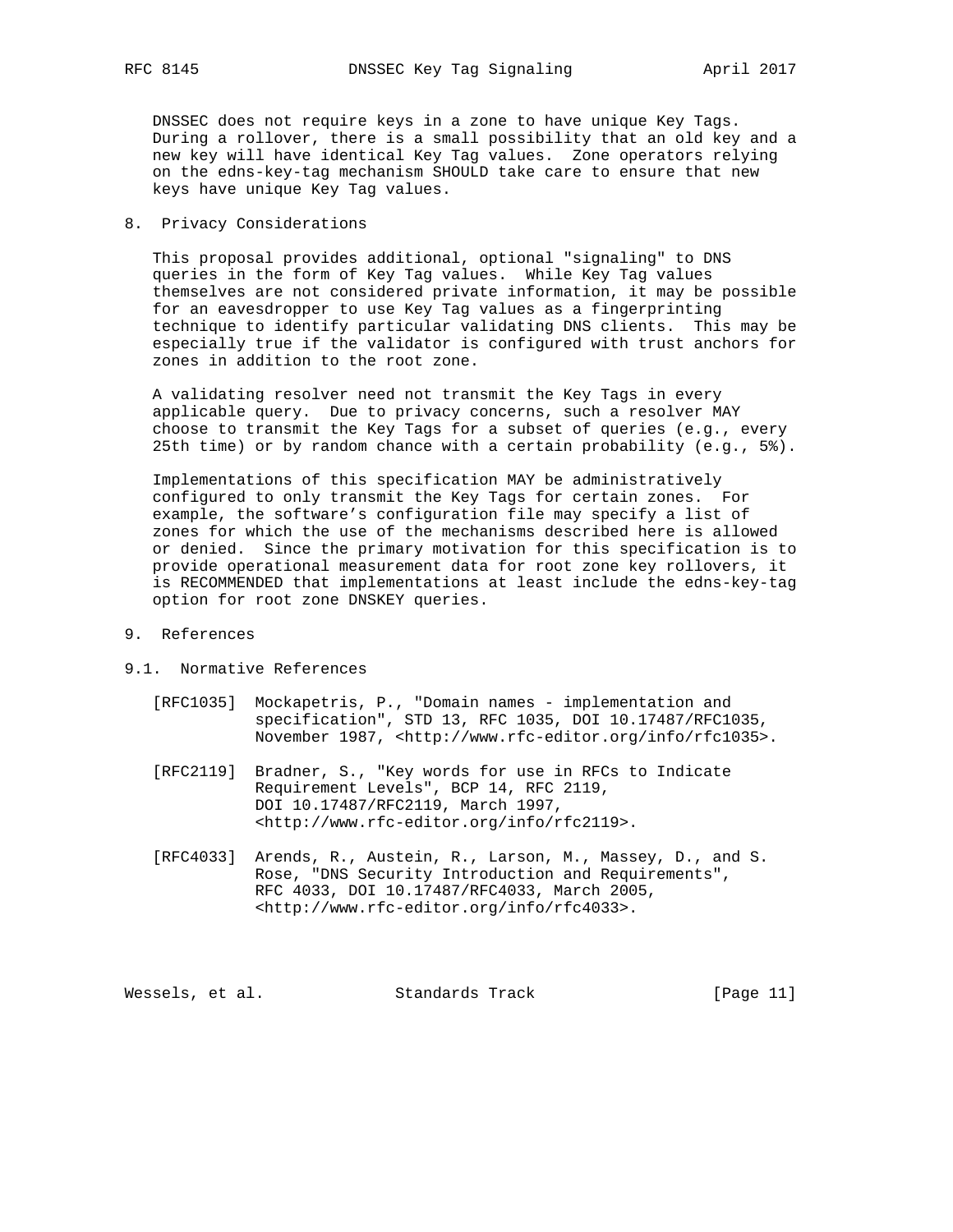DNSSEC does not require keys in a zone to have unique Key Tags. During a rollover, there is a small possibility that an old key and a new key will have identical Key Tag values. Zone operators relying on the edns-key-tag mechanism SHOULD take care to ensure that new keys have unique Key Tag values.

## 8. Privacy Considerations

This proposal provides additional, optional "signaling" to DNS queries in the form of Key Tag values. While Key Tag values themselves are not considered private information, it may be possible for an eavesdropper to use Key Tag values as a fingerprinting technique to identify particular validating DNS clients. This may be especially true if the validator is configured with trust anchors for zones in addition to the root zone.

A validating resolver need not transmit the Key Tags in every applicable query. Due to privacy concerns, such a resolver MAY choose to transmit the Key Tags for a subset of queries (e.g., every 25th time) or by random chance with a certain probability (e.g., 5%).

Implementations of this specification MAY be administratively configured to only transmit the Key Tags for certain zones. For example, the software's configuration file may specify a list of zones for which the use of the mechanisms described here is allowed or denied. Since the primary motivation for this specification is to provide operational measurement data for root zone key rollovers, it is RECOMMENDED that implementations at least include the edns-key-tag option for root zone DNSKEY queries.

## 9. References

### 9.1. Normative References

[RFC1035] Mockapetris, P., "Domain names - implementation and specification", STD 13, RFC 1035, DOI 10.17487/RFC1035, November 1987, <http://www.rfc-editor.org/info/rfc1035>.

[RFC2119] Bradner, S., "Key words for use in RFCs to Indicate Requirement Levels", BCP 14, RFC 2119, DOI 10.17487/RFC2119, March 1997, <http://www.rfc-editor.org/info/rfc2119>.

[RFC4033] Arends, R., Austein, R., Larson, M., Massey, D., and S. Rose, "DNS Security Introduction and Requirements", RFC 4033, DOI 10.17487/RFC4033, March 2005, <http://www.rfc-editor.org/info/rfc4033>.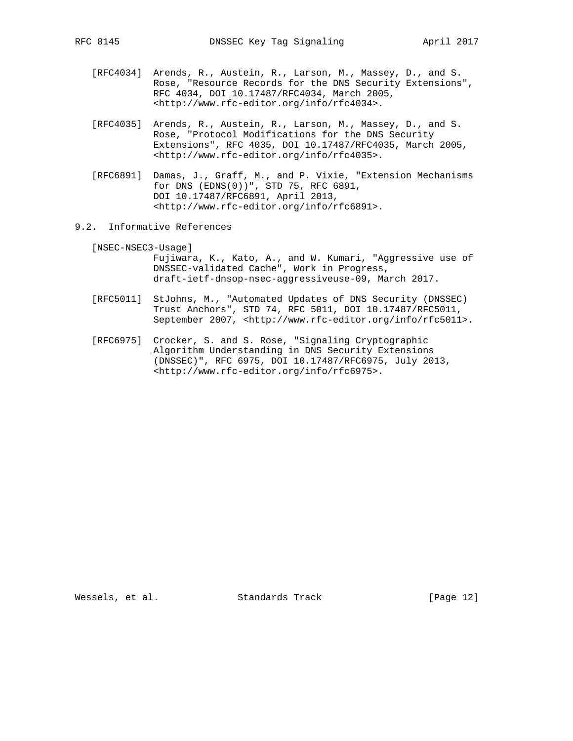[RFC4034] Arends, R., Austein, R., Larson, M., Massey, D., and S. Rose, "Resource Records for the DNS Security Extensions", RFC 4034, DOI 10.17487/RFC4034, March 2005, <http://www.rfc-editor.org/info/rfc4034>.

[RFC4035] Arends, R., Austein, R., Larson, M., Massey, D., and S. Rose, "Protocol Modifications for the DNS Security Extensions", RFC 4035, DOI 10.17487/RFC4035, March 2005, <http://www.rfc-editor.org/info/rfc4035>.

[RFC6891] Damas, J., Graff, M., and P. Vixie, "Extension Mechanisms for DNS (EDNS(0))", STD 75, RFC 6891, DOI 10.17487/RFC6891, April 2013, <http://www.rfc-editor.org/info/rfc6891>.

## 9.2. Informative References

[NSEC-NSEC3-Usage] Fujiwara, K., Kato, A., and W. Kumari, "Aggressive use of DNSSEC-validated Cache", Work in Progress, draft-ietf-dnsop-nsec-aggressiveuse-09, March 2017.

[RFC5011] StJohns, M., "Automated Updates of DNS Security (DNSSEC) Trust Anchors", STD 74, RFC 5011, DOI 10.17487/RFC5011, September 2007, <http://www.rfc-editor.org/info/rfc5011>.

[RFC6975] Crocker, S. and S. Rose, "Signaling Cryptographic Algorithm Understanding in DNS Security Extensions (DNSSEC)", RFC 6975, DOI 10.17487/RFC6975, July 2013, <http://www.rfc-editor.org/info/rfc6975>.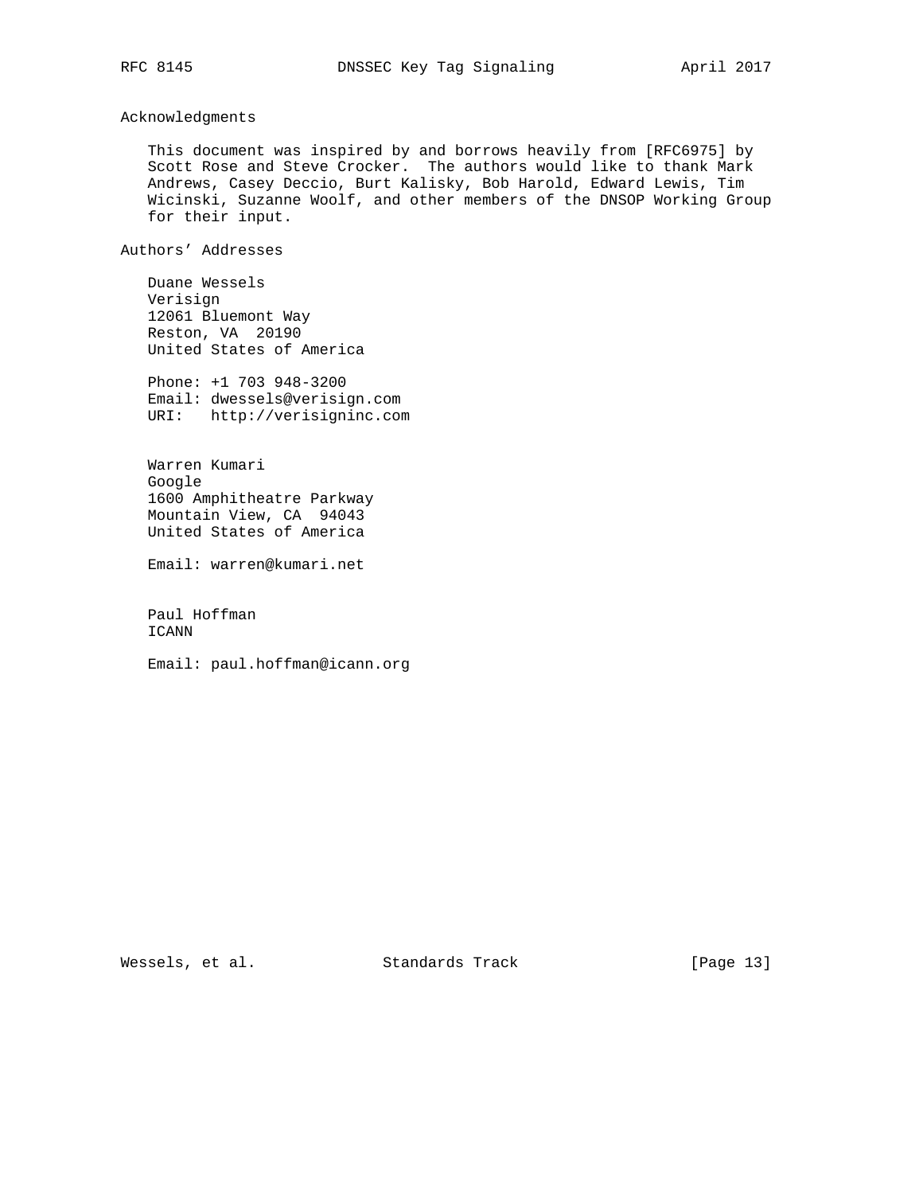## Acknowledgments

This document was inspired by and borrows heavily from [RFC6975] by Scott Rose and Steve Crocker. The authors would like to thank Mark Andrews, Casey Deccio, Burt Kalisky, Bob Harold, Edward Lewis, Tim Wicinski, Suzanne Woolf, and other members of the DNSOP Working Group for their input.

## Authors' Addresses

Duane Wessels
Verisign
12061 Bluemont Way
Reston, VA 20190
United States of America

Phone: +1 703 948-3200
Email: dwessels@verisign.com
URI: http://verisigninc.com

Warren Kumari
Google
1600 Amphitheatre Parkway
Mountain View, CA 94043
United States of America

Email: warren@kumari.net

Paul Hoffman
ICANN

Email: paul.hoffman@icann.org